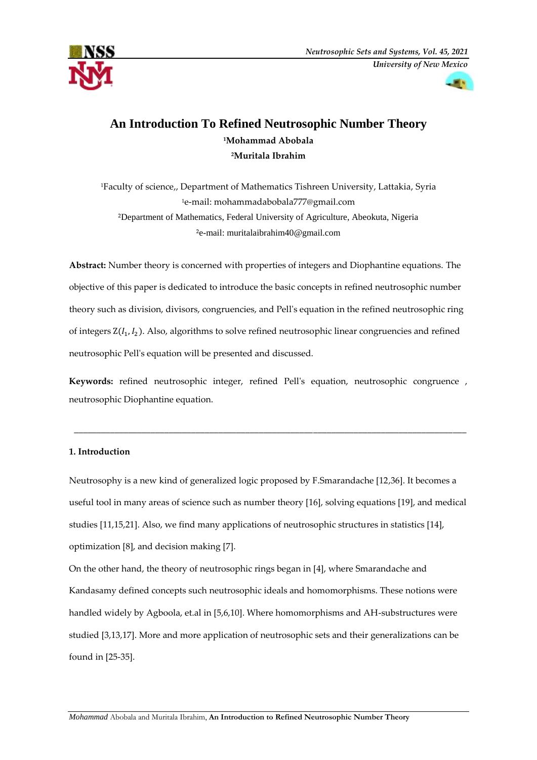# An Introduction To Refined Neutrosophic Number Theory

**[1]Mohammad Abobala**

**[2]Muritala Ibrahim**

[1]Faculty of science,, Department of Mathematics Tishreen University, Lattakia, Syria

[1]e-mail: mohammadabobala777@gmail.com

[2]Department of Mathematics, Federal University of Agriculture, Abeokuta, Nigeria

[2]e-mail: muritalaibrahim40@gmail.com

**Abstract:** Number theory is concerned with properties of integers and Diophantine equations. The objective of this paper is dedicated to introduce the basic concepts in refined neutrosophic number theory such as division, divisors, congruencies, and Pell's equation in the refined neutrosophic ring of integers $Z(I_1, I_2)$. Also, algorithms to solve refined neutrosophic linear congruencies and refined neutrosophic Pell's equation will be presented and discussed.

**Keywords:** refined neutrosophic integer, refined Pell's equation, neutrosophic congruence , neutrosophic Diophantine equation.

---

## 1. Introduction

Neutrosophy is a new kind of generalized logic proposed by F.Smarandache [12,36]. It becomes a useful tool in many areas of science such as number theory [16], solving equations [19], and medical studies [11,15,21]. Also, we find many applications of neutrosophic structures in statistics [14], optimization [8], and decision making [7].

On the other hand, the theory of neutrosophic rings began in [4], where Smarandache and Kandasamy defined concepts such neutrosophic ideals and homomorphisms. These notions were handled widely by Agboola, et.al in [5,6,10]. Where homomorphisms and AH-substructures were studied [3,13,17]. More and more application of neutrosophic sets and their generalizations can be found in [25-35].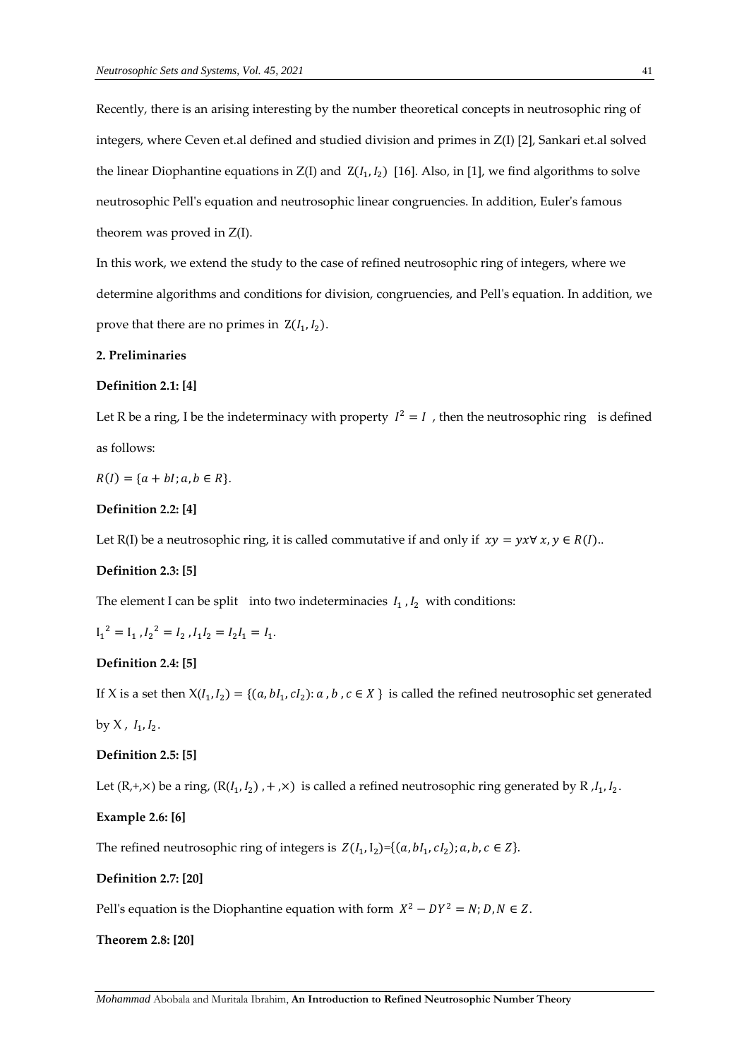Recently, there is an arising interesting by the number theoretical concepts in neutrosophic ring of integers, where Ceven et.al defined and studied division and primes in Z(I) [2], Sankari et.al solved the linear Diophantine equations in Z(I) and $Z(I_1, I_2)$ [16]. Also, in [1], we find algorithms to solve neutrosophic Pell's equation and neutrosophic linear congruencies. In addition, Euler's famous theorem was proved in Z(I).

In this work, we extend the study to the case of refined neutrosophic ring of integers, where we determine algorithms and conditions for division, congruencies, and Pell's equation. In addition, we prove that there are no primes in $Z(I_1, I_2)$.

## 2. Preliminaries

**Definition 2.1: [4]**

Let R be a ring, I be the indeterminacy with property $I^2 = I$ , then the neutrosophic ring is defined as follows:

$R(I) = \{a + bI; a, b \in R\}$.

**Definition 2.2: [4]**

Let R(I) be a neutrosophic ring, it is called commutative if and only if $xy = yx \forall\, x, y \in R(I)$..

**Definition 2.3: [5]**

The element I can be split into two indeterminacies $I_1, I_2$ with conditions:

${I_1}^2 = I_1, {I_2}^2 = I_2, I_1 I_2 = I_2 I_1 = I_1$.

**Definition 2.4: [5]**

If X is a set then $X(I_1, I_2) = \{(a, bI_1, cI_2): a, b, c \in X\}$ is called the refined neutrosophic set generated by X , $I_1, I_2$.

**Definition 2.5: [5]**

Let (R,+,×) be a ring, $(R(I_1, I_2), +, \times)$ is called a refined neutrosophic ring generated by R $, I_1, I_2$.

**Example 2.6: [6]**

The refined neutrosophic ring of integers is $Z(I_1, I_2) = \{(a, bI_1, cI_2); a, b, c \in Z\}$.

**Definition 2.7: [20]**

Pell's equation is the Diophantine equation with form $X^2 - DY^2 = N; D, N \in Z$.

**Theorem 2.8: [20]**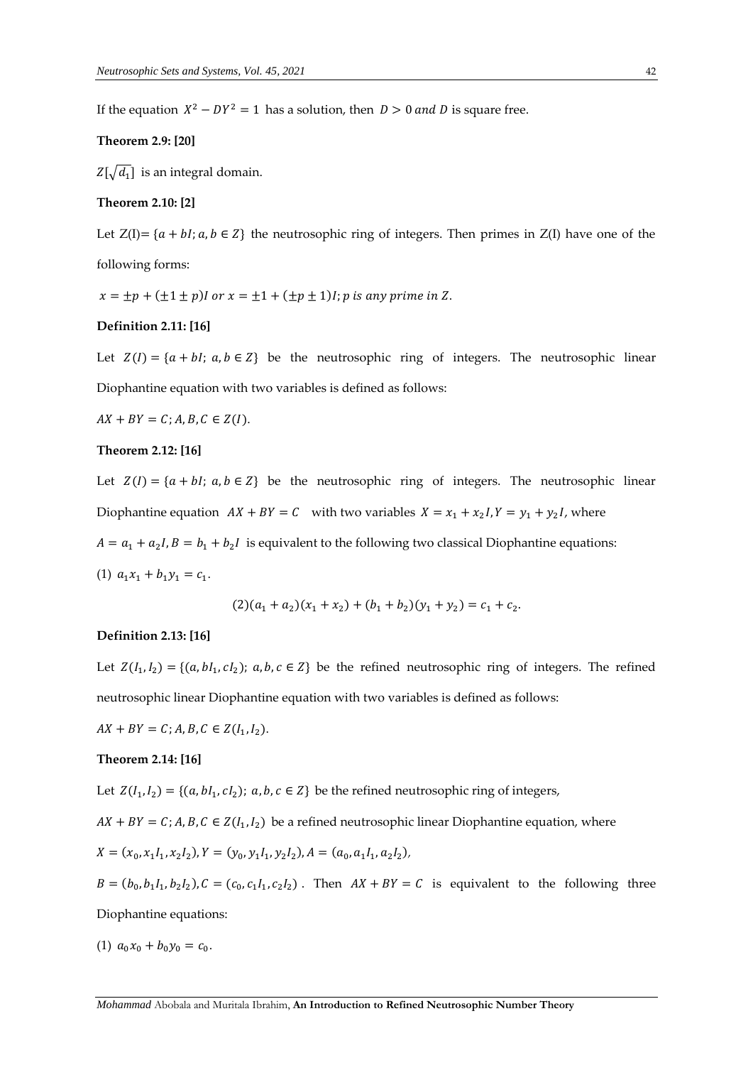If the equation $X^2 - DY^2 = 1$ has a solution, then $D > 0$ *and* $D$ is square free.

**Theorem 2.9: [20]**

$Z[\sqrt{d_1}]$ is an integral domain.

**Theorem 2.10: [2]**

Let Z(I)= $\{a + bI; a, b \in Z\}$ the neutrosophic ring of integers. Then primes in Z(I) have one of the following forms:

$x = \pm p + (\pm 1 \pm p)I$ *or* $x = \pm 1 + (\pm p \pm 1)I$; *p is any prime in Z.*

**Definition 2.11: [16]**

Let $Z(I) = \{a + bI;\ a, b \in Z\}$ be the neutrosophic ring of integers. The neutrosophic linear Diophantine equation with two variables is defined as follows:

$AX + BY = C; A, B, C \in Z(I)$.

**Theorem 2.12: [16]**

Let $Z(I) = \{a + bI;\ a, b \in Z\}$ be the neutrosophic ring of integers. The neutrosophic linear Diophantine equation $AX + BY = C$ with two variables $X = x_1 + x_2 I, Y = y_1 + y_2 I$, where $A = a_1 + a_2 I, B = b_1 + b_2 I$ is equivalent to the following two classical Diophantine equations:

(1) $a_1 x_1 + b_1 y_1 = c_1$.

$$(2)(a_1 + a_2)(x_1 + x_2) + (b_1 + b_2)(y_1 + y_2) = c_1 + c_2.$$

**Definition 2.13: [16]**

Let $Z(I_1, I_2) = \{(a, bI_1, cI_2);\ a, b, c \in Z\}$ be the refined neutrosophic ring of integers. The refined neutrosophic linear Diophantine equation with two variables is defined as follows:

$AX + BY = C; A, B, C \in Z(I_1, I_2)$.

**Theorem 2.14: [16]**

Let $Z(I_1, I_2) = \{(a, bI_1, cI_2);\ a, b, c \in Z\}$ be the refined neutrosophic ring of integers,

$AX + BY = C; A, B, C \in Z(I_1, I_2)$ be a refined neutrosophic linear Diophantine equation, where

$X = (x_0, x_1 I_1, x_2 I_2), Y = (y_0, y_1 I_1, y_2 I_2), A = (a_0, a_1 I_1, a_2 I_2)$,

$B = (b_0, b_1 I_1, b_2 I_2), C = (c_0, c_1 I_1, c_2 I_2)$. Then $AX + BY = C$ is equivalent to the following three Diophantine equations:

(1) $a_0 x_0 + b_0 y_0 = c_0$.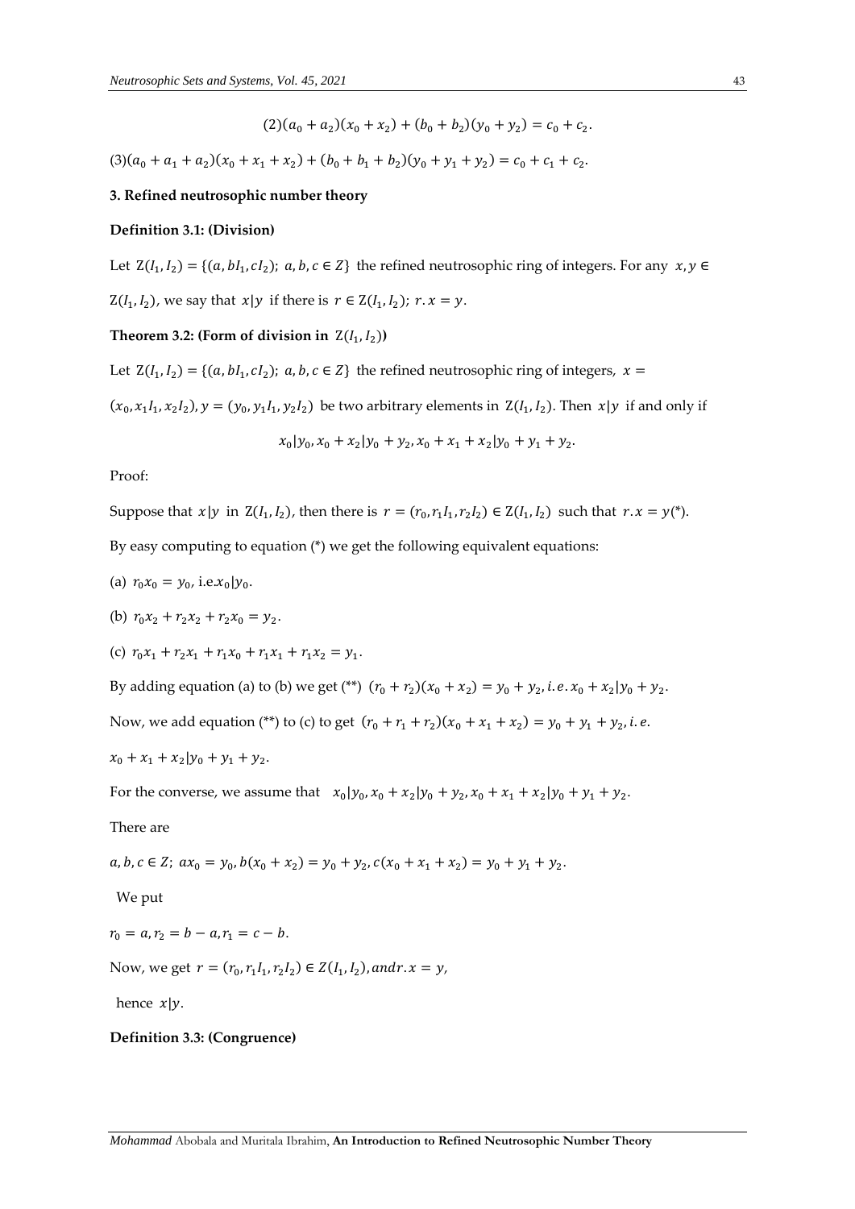$$(2)(a_0 + a_2)(x_0 + x_2) + (b_0 + b_2)(y_0 + y_2) = c_0 + c_2.$$

$(3)(a_0 + a_1 + a_2)(x_0 + x_1 + x_2) + (b_0 + b_1 + b_2)(y_0 + y_1 + y_2) = c_0 + c_1 + c_2.$

## 3. Refined neutrosophic number theory

**Definition 3.1: (Division)**

Let $Z(I_1, I_2) = \{(a, bI_1, cI_2);\ a, b, c \in Z\}$ the refined neutrosophic ring of integers. For any $x, y \in Z(I_1, I_2)$, we say that $x|y$ if there is $r \in Z(I_1, I_2);\ r.x = y$.

**Theorem 3.2: (Form of division in $Z(I_1, I_2)$)**

Let $Z(I_1, I_2) = \{(a, bI_1, cI_2);\ a, b, c \in Z\}$ the refined neutrosophic ring of integers, $x = (x_0, x_1I_1, x_2I_2), y = (y_0, y_1I_1, y_2I_2)$ be two arbitrary elements in $Z(I_1, I_2)$. Then $x|y$ if and only if

$$x_0|y_0, x_0 + x_2|y_0 + y_2, x_0 + x_1 + x_2|y_0 + y_1 + y_2.$$

Proof:

Suppose that $x|y$ in $Z(I_1, I_2)$, then there is $r = (r_0, r_1I_1, r_2I_2) \in Z(I_1, I_2)$ such that $r.x = y$(*).

By easy computing to equation (*) we get the following equivalent equations:

(a) $r_0x_0 = y_0$, i.e.$x_0|y_0$.

(b) $r_0x_2 + r_2x_2 + r_2x_0 = y_2$.

(c) $r_0x_1 + r_2x_1 + r_1x_0 + r_1x_1 + r_1x_2 = y_1$.

By adding equation (a) to (b) we get (**) $(r_0 + r_2)(x_0 + x_2) = y_0 + y_2, i.e. x_0 + x_2|y_0 + y_2$.

Now, we add equation (**) to (c) to get $(r_0 + r_1 + r_2)(x_0 + x_1 + x_2) = y_0 + y_1 + y_2, i.e.$

$x_0 + x_1 + x_2|y_0 + y_1 + y_2$.

For the converse, we assume that $x_0|y_0, x_0 + x_2|y_0 + y_2, x_0 + x_1 + x_2|y_0 + y_1 + y_2$.

There are

$a, b, c \in Z;\ ax_0 = y_0, b(x_0 + x_2) = y_0 + y_2, c(x_0 + x_1 + x_2) = y_0 + y_1 + y_2$.

We put

$r_0 = a, r_2 = b - a, r_1 = c - b$.

Now, we get $r = (r_0, r_1I_1, r_2I_2) \in Z(I_1, I_2), and r.x = y$,

hence $x|y$.

**Definition 3.3: (Congruence)**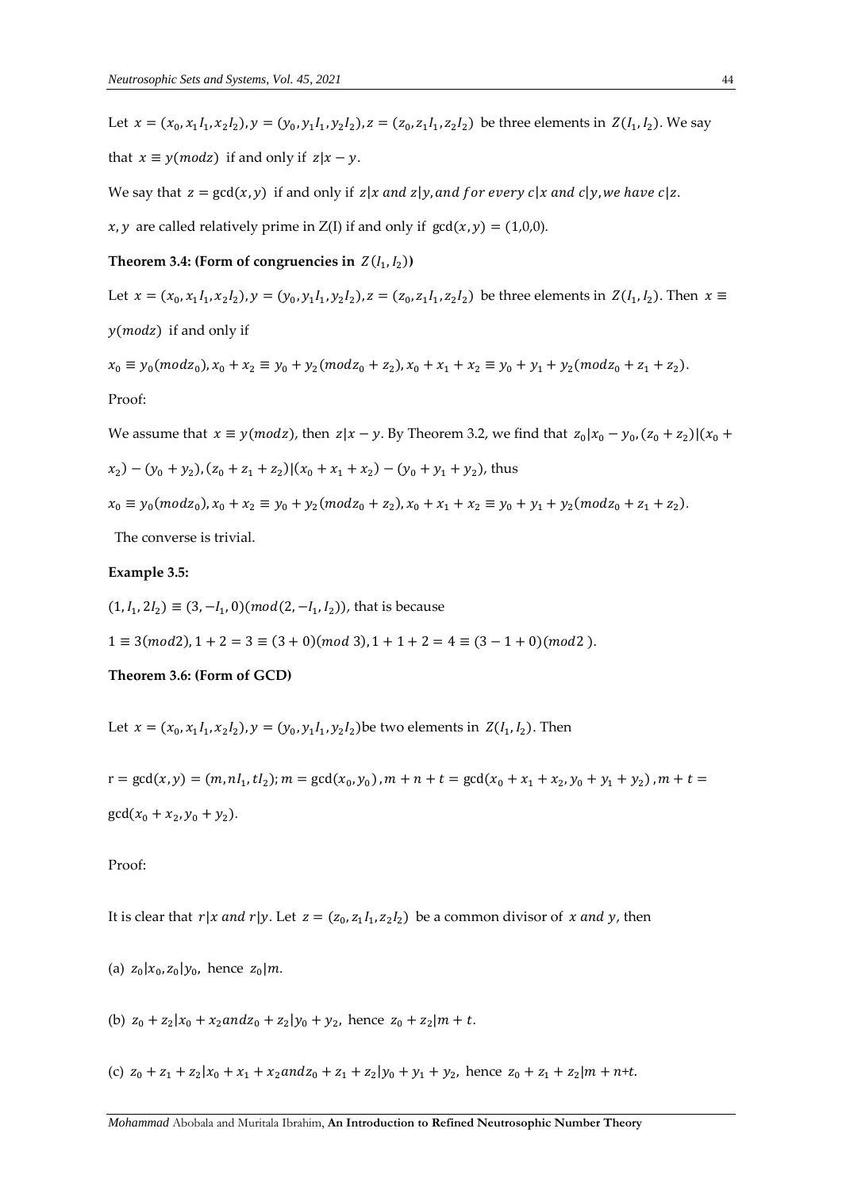Let $x = (x_0, x_1 I_1, x_2 I_2), y = (y_0, y_1 I_1, y_2 I_2), z = (z_0, z_1 I_1, z_2 I_2)$ be three elements in $Z(I_1, I_2)$. We say that $x \equiv y(mod z)$ if and only if $z|x - y$.

We say that $z = \gcd(x, y)$ if and only if $z|x$ *and* $z|y$, *and for every* $c|x$ *and* $c|y$, *we have* $c|z$.

$x, y$ are called relatively prime in Z(I) if and only if $\gcd(x, y) = (1,0,0)$.

**Theorem 3.4: (Form of congruencies in $Z(I_1, I_2)$)**

Let $x = (x_0, x_1 I_1, x_2 I_2), y = (y_0, y_1 I_1, y_2 I_2), z = (z_0, z_1 I_1, z_2 I_2)$ be three elements in $Z(I_1, I_2)$. Then $x \equiv y(mod z)$ if and only if

$x_0 \equiv y_0(mod z_0), x_0 + x_2 \equiv y_0 + y_2(mod z_0 + z_2), x_0 + x_1 + x_2 \equiv y_0 + y_1 + y_2(mod z_0 + z_1 + z_2)$.

Proof:

We assume that $x \equiv y(mod z)$, then $z|x - y$. By Theorem 3.2, we find that $z_0|x_0 - y_0, (z_0 + z_2)|(x_0 + x_2) - (y_0 + y_2), (z_0 + z_1 + z_2)|(x_0 + x_1 + x_2) - (y_0 + y_1 + y_2)$, thus

$x_0 \equiv y_0(mod z_0), x_0 + x_2 \equiv y_0 + y_2(mod z_0 + z_2), x_0 + x_1 + x_2 \equiv y_0 + y_1 + y_2(mod z_0 + z_1 + z_2)$.

The converse is trivial.

**Example 3.5:**

$(1, I_1, 2I_2) \equiv (3, -I_1, 0)(mod(2, -I_1, I_2))$, that is because

$1 \equiv 3(mod 2), 1 + 2 = 3 \equiv (3 + 0)(mod\ 3), 1 + 1 + 2 = 4 \equiv (3 - 1 + 0)(mod 2\ )$.

**Theorem 3.6: (Form of GCD)**

Let $x = (x_0, x_1 I_1, x_2 I_2), y = (y_0, y_1 I_1, y_2 I_2)$be two elements in $Z(I_1, I_2)$. Then

$r = \gcd(x, y) = (m, nI_1, tI_2); m = \gcd(x_0, y_0), m + n + t = \gcd(x_0 + x_1 + x_2, y_0 + y_1 + y_2), m + t = \gcd(x_0 + x_2, y_0 + y_2)$.

Proof:

It is clear that $r|x$ *and* $r|y$. Let $z = (z_0, z_1 I_1, z_2 I_2)$ be a common divisor of $x$ *and* $y$, then

(a) $z_0|x_0, z_0|y_0$, hence $z_0|m$.

(b) $z_0 + z_2|x_0 + x_2 and z_0 + z_2|y_0 + y_2$, hence $z_0 + z_2|m + t$.

(c) $z_0 + z_1 + z_2|x_0 + x_1 + x_2 and z_0 + z_1 + z_2|y_0 + y_1 + y_2$, hence $z_0 + z_1 + z_2|m + n+t$.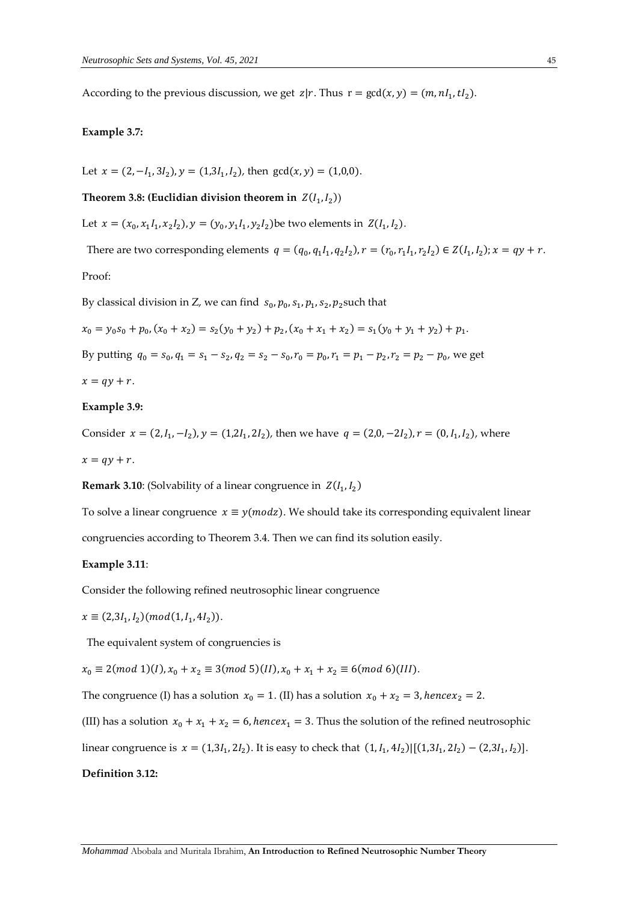According to the previous discussion, we get $z|r$. Thus $r = \gcd(x, y) = (m, nI_1, tI_2)$.

**Example 3.7:**

Let $x = (2, -I_1, 3I_2), y = (1, 3I_1, I_2)$, then $\gcd(x, y) = (1,0,0)$.

**Theorem 3.8: (Euclidian division theorem in $Z(I_1, I_2)$)**

Let $x = (x_0, x_1 I_1, x_2 I_2), y = (y_0, y_1 I_1, y_2 I_2)$be two elements in $Z(I_1, I_2)$.

There are two corresponding elements $q = (q_0, q_1 I_1, q_2 I_2), r = (r_0, r_1 I_1, r_2 I_2) \in Z(I_1, I_2); x = qy + r$.

Proof:

By classical division in Z, we can find $s_0, p_0, s_1, p_1, s_2, p_2$such that

$x_0 = y_0 s_0 + p_0, (x_0 + x_2) = s_2(y_0 + y_2) + p_2, (x_0 + x_1 + x_2) = s_1(y_0 + y_1 + y_2) + p_1$.

By putting $q_0 = s_0, q_1 = s_1 - s_2, q_2 = s_2 - s_0, r_0 = p_0, r_1 = p_1 - p_2, r_2 = p_2 - p_0$, we get

$x = qy + r$.

**Example 3.9:**

Consider $x = (2, I_1, -I_2), y = (1, 2I_1, 2I_2)$, then we have $q = (2, 0, -2I_2), r = (0, I_1, I_2)$, where

$x = qy + r$.

**Remark 3.10**: (Solvability of a linear congruence in $Z(I_1, I_2)$

To solve a linear congruence $x \equiv y(mod z)$. We should take its corresponding equivalent linear congruencies according to Theorem 3.4. Then we can find its solution easily.

**Example 3.11**:

Consider the following refined neutrosophic linear congruence

$x \equiv (2, 3I_1, I_2)(mod(1, I_1, 4I_2))$.

The equivalent system of congruencies is

$x_0 \equiv 2(mod\ 1)(I), x_0 + x_2 \equiv 3(mod\ 5)(II), x_0 + x_1 + x_2 \equiv 6(mod\ 6)(III)$.

The congruence (I) has a solution $x_0 = 1$. (II) has a solution $x_0 + x_2 = 3, hence x_2 = 2$.

(III) has a solution $x_0 + x_1 + x_2 = 6, hence x_1 = 3$. Thus the solution of the refined neutrosophic linear congruence is $x = (1, 3I_1, 2I_2)$. It is easy to check that $(1, I_1, 4I_2)|[(1, 3I_1, 2I_2) - (2, 3I_1, I_2)]$.

**Definition 3.12:**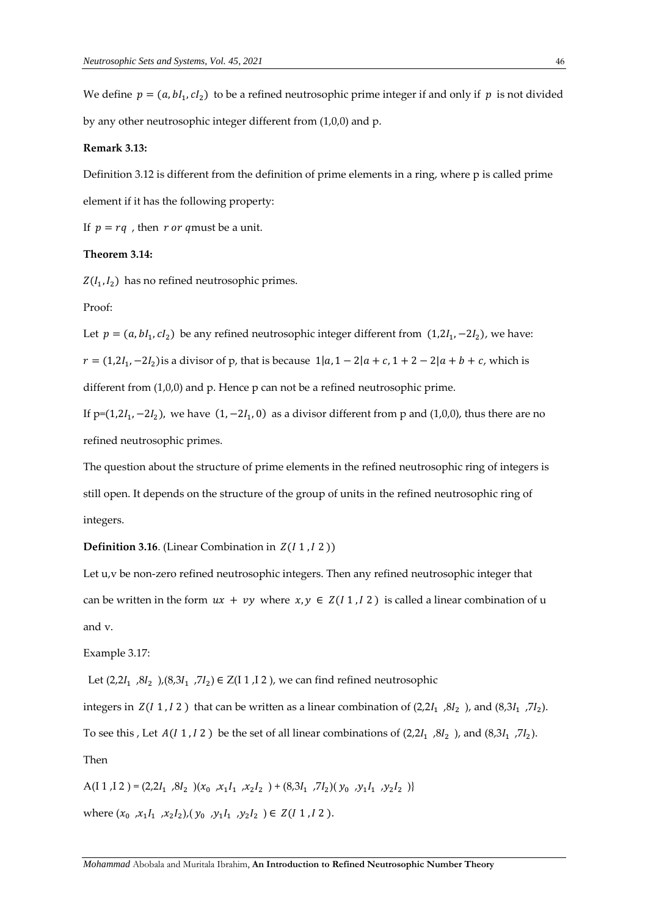We define $p = (a, bI_1, cI_2)$ to be a refined neutrosophic prime integer if and only if $p$ is not divided by any other neutrosophic integer different from (1,0,0) and p.

**Remark 3.13:**

Definition 3.12 is different from the definition of prime elements in a ring, where p is called prime element if it has the following property:

If $p = rq$ , then $r$ *or* $q$must be a unit.

**Theorem 3.14:**

$Z(I_1, I_2)$ has no refined neutrosophic primes.

Proof:

Let $p = (a, bI_1, cI_2)$ be any refined neutrosophic integer different from $(1,2I_1, -2I_2)$, we have:

$r = (1,2I_1, -2I_2)$is a divisor of p, that is because $1|a, 1 - 2|a + c, 1 + 2 - 2|a + b + c$, which is different from (1,0,0) and p. Hence p can not be a refined neutrosophic prime.

If p=$(1,2I_1, -2I_2)$, we have $(1, -2I_1, 0)$ as a divisor different from p and (1,0,0), thus there are no refined neutrosophic primes.

The question about the structure of prime elements in the refined neutrosophic ring of integers is still open. It depends on the structure of the group of units in the refined neutrosophic ring of integers.

**Definition 3.16**. (Linear Combination in $Z(I\ 1, I\ 2)$)

Let u,v be non-zero refined neutrosophic integers. Then any refined neutrosophic integer that can be written in the form $ux + vy$ where $x, y \in Z(I\ 1, I\ 2)$ is called a linear combination of u and v.

Example 3.17:

Let $(2,2I_1, 8I_2)$,$(8,3I_1, 7I_2) \in$ Z(I 1 ,I 2 ), we can find refined neutrosophic integers in $Z(I\ 1, I\ 2)$ that can be written as a linear combination of $(2,2I_1, 8I_2)$, and $(8,3I_1, 7I_2)$. To see this , Let $A(I\ 1, I\ 2)$ be the set of all linear combinations of $(2,2I_1, 8I_2)$, and $(8,3I_1, 7I_2)$. Then

A(I 1 ,I 2 ) = $(2,2I_1, 8I_2)(x_0, x_1I_1, x_2I_2) + (8,3I_1, 7I_2)(y_0, y_1I_1, y_2I_2)\}$

where $(x_0, x_1I_1, x_2I_2), (y_0, y_1I_1, y_2I_2) \in Z(I\ 1, I\ 2)$.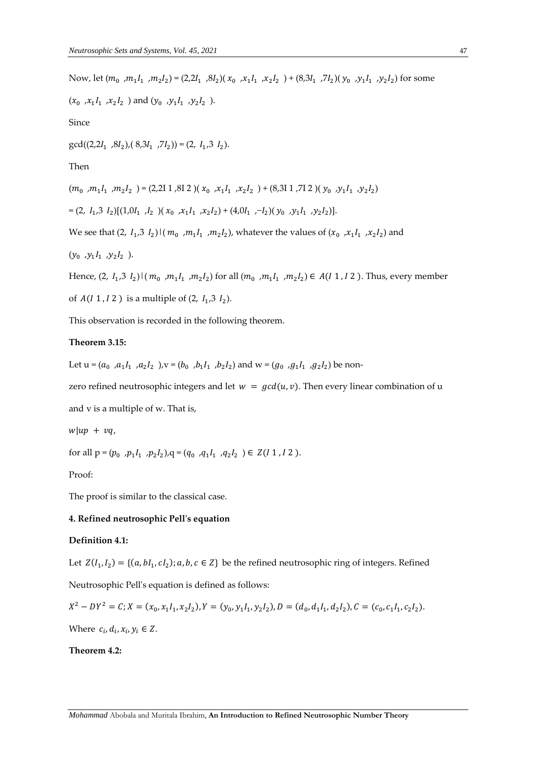Now, let $(m_0\ ,m_1 I_1\ ,m_2 I_2) = (2,2I_1\ ,8I_2)(x_0\ ,x_1 I_1\ ,x_2 I_2\ ) + (8,3I_1\ ,7I_2)(y_0\ ,y_1 I_1\ ,y_2 I_2)$ for some $(x_0\ ,x_1 I_1\ ,x_2 I_2\ )$ and $(y_0\ ,y_1 I_1\ ,y_2 I_2\ )$.

Since

$\gcd((2,2I_1\ ,8I_2),(8,3I_1\ ,7I_2)) = (2,\ I_1,3\ I_2)$.

Then

$(m_0\ ,m_1 I_1\ ,m_2 I_2\ ) = (2,2I\ 1\ ,8I\ 2\ )(x_0\ ,x_1 I_1\ ,x_2 I_2\ ) + (8,3I\ 1\ ,7I\ 2\ )(y_0\ ,y_1 I_1\ ,y_2 I_2)$

$= (2,\ I_1,3\ I_2)[(1,0I_1\ ,I_2\ )(x_0\ ,x_1 I_1\ ,x_2 I_2) + (4,0I_1\ ,-I_2)(y_0\ ,y_1 I_1\ ,y_2 I_2)]$.

We see that $(2,\ I_1,3\ I_2) | (m_0\ ,m_1 I_1\ ,m_2 I_2)$, whatever the values of $(x_0\ ,x_1 I_1\ ,x_2 I_2)$ and $(y_0\ ,y_1 I_1\ ,y_2 I_2\ )$.

Hence, $(2,\ I_1,3\ I_2) | (m_0\ ,m_1 I_1\ ,m_2 I_2)$ for all $(m_0\ ,m_1 I_1\ ,m_2 I_2) \in A(I\ 1\ ,I\ 2\ )$. Thus, every member of $A(I\ 1\ ,I\ 2\ )$ is a multiple of $(2,\ I_1,3\ I_2)$.

This observation is recorded in the following theorem.

**Theorem 3.15:**

Let $u = (a_0\ ,a_1 I_1\ ,a_2 I_2\ ), v = (b_0\ ,b_1 I_1\ ,b_2 I_2)$ and $w = (g_0\ ,g_1 I_1\ ,g_2 I_2)$ be non-zero refined neutrosophic integers and let $w = gcd(u,v)$. Then every linear combination of u and v is a multiple of w. That is,

$w|up + vq$,

for all $p = (p_0\ ,p_1 I_1\ ,p_2 I_2), q = (q_0\ ,q_1 I_1\ ,q_2 I_2\ ) \in Z(I\ 1\ ,I\ 2\ )$.

Proof:

The proof is similar to the classical case.

**4. Refined neutrosophic Pell's equation**

**Definition 4.1:**

Let $Z(I_1,I_2) = \{(a,bI_1,cI_2); a,b,c \in Z\}$ be the refined neutrosophic ring of integers. Refined Neutrosophic Pell's equation is defined as follows:

$X^2 - DY^2 = C; X = (x_0,x_1 I_1,x_2 I_2), Y = (y_0,y_1 I_1,y_2 I_2), D = (d_0,d_1 I_1,d_2 I_2), C = (c_0,c_1 I_1,c_2 I_2)$.

Where $c_i, d_i, x_i, y_i \in Z$.

**Theorem 4.2:**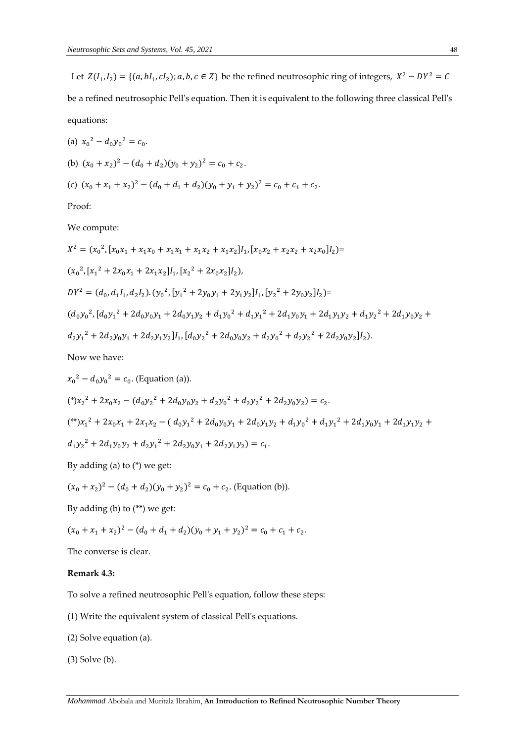Let $Z(I_1, I_2) = \{(a, bI_1, cI_2); a, b, c \in Z\}$ be the refined neutrosophic ring of integers, $X^2 - DY^2 = C$ be a refined neutrosophic Pell's equation. Then it is equivalent to the following three classical Pell's equations:

(a) $x_0{}^2 - d_0 y_0{}^2 = c_0$.

(b) $(x_0 + x_2)^2 - (d_0 + d_2)(y_0 + y_2)^2 = c_0 + c_2$.

(c) $(x_0 + x_1 + x_2)^2 - (d_0 + d_1 + d_2)(y_0 + y_1 + y_2)^2 = c_0 + c_1 + c_2$.

Proof:

We compute:

$X^2 = (x_0{}^2, [x_0x_1 + x_1x_0 + x_1x_1 + x_1x_2 + x_1x_2]I_1, [x_0x_2 + x_2x_2 + x_2x_0]I_2)$=

$(x_0{}^2, [x_1{}^2 + 2x_0x_1 + 2x_1x_2]I_1, [x_2{}^2 + 2x_0x_2]I_2)$,

$DY^2 = (d_0, d_1I_1, d_2I_2).(y_0{}^2, [y_1{}^2 + 2y_0y_1 + 2y_1y_2]I_1, [y_2{}^2 + 2y_0y_2]I_2)$=

$(d_0y_0{}^2, [d_0y_1{}^2 + 2d_0y_0y_1 + 2d_0y_1y_2 + d_1y_0{}^2 + d_1y_1{}^2 + 2d_1y_0y_1 + 2d_1y_1y_2 + d_1y_2{}^2 + 2d_1y_0y_2 + d_2y_1{}^2 + 2d_2y_0y_1 + 2d_2y_1y_2]I_1, [d_0y_2{}^2 + 2d_0y_0y_2 + d_2y_0{}^2 + d_2y_2{}^2 + 2d_2y_0y_2]I_2)$.

Now we have:

$x_0{}^2 - d_0y_0{}^2 = c_0$. (Equation (a)).

(*)$x_2{}^2 + 2x_0x_2 - (d_0y_2{}^2 + 2d_0y_0y_2 + d_2y_0{}^2 + d_2y_2{}^2 + 2d_2y_0y_2) = c_2$.

(**)$x_1{}^2 + 2x_0x_1 + 2x_1x_2 - (d_0y_1{}^2 + 2d_0y_0y_1 + 2d_0y_1y_2 + d_1y_0{}^2 + d_1y_1{}^2 + 2d_1y_0y_1 + 2d_1y_1y_2 + d_1y_2{}^2 + 2d_1y_0y_2 + d_2y_1{}^2 + 2d_2y_0y_1 + 2d_2y_1y_2) = c_1$.

By adding (a) to (*) we get:

$(x_0 + x_2)^2 - (d_0 + d_2)(y_0 + y_2)^2 = c_0 + c_2$. (Equation (b)).

By adding (b) to (**) we get:

$(x_0 + x_1 + x_2)^2 - (d_0 + d_1 + d_2)(y_0 + y_1 + y_2)^2 = c_0 + c_1 + c_2$.

The converse is clear.

**Remark 4.3:**

To solve a refined neutrosophic Pell's equation, follow these steps:

(1) Write the equivalent system of classical Pell's equations.

(2) Solve equation (a).

(3) Solve (b).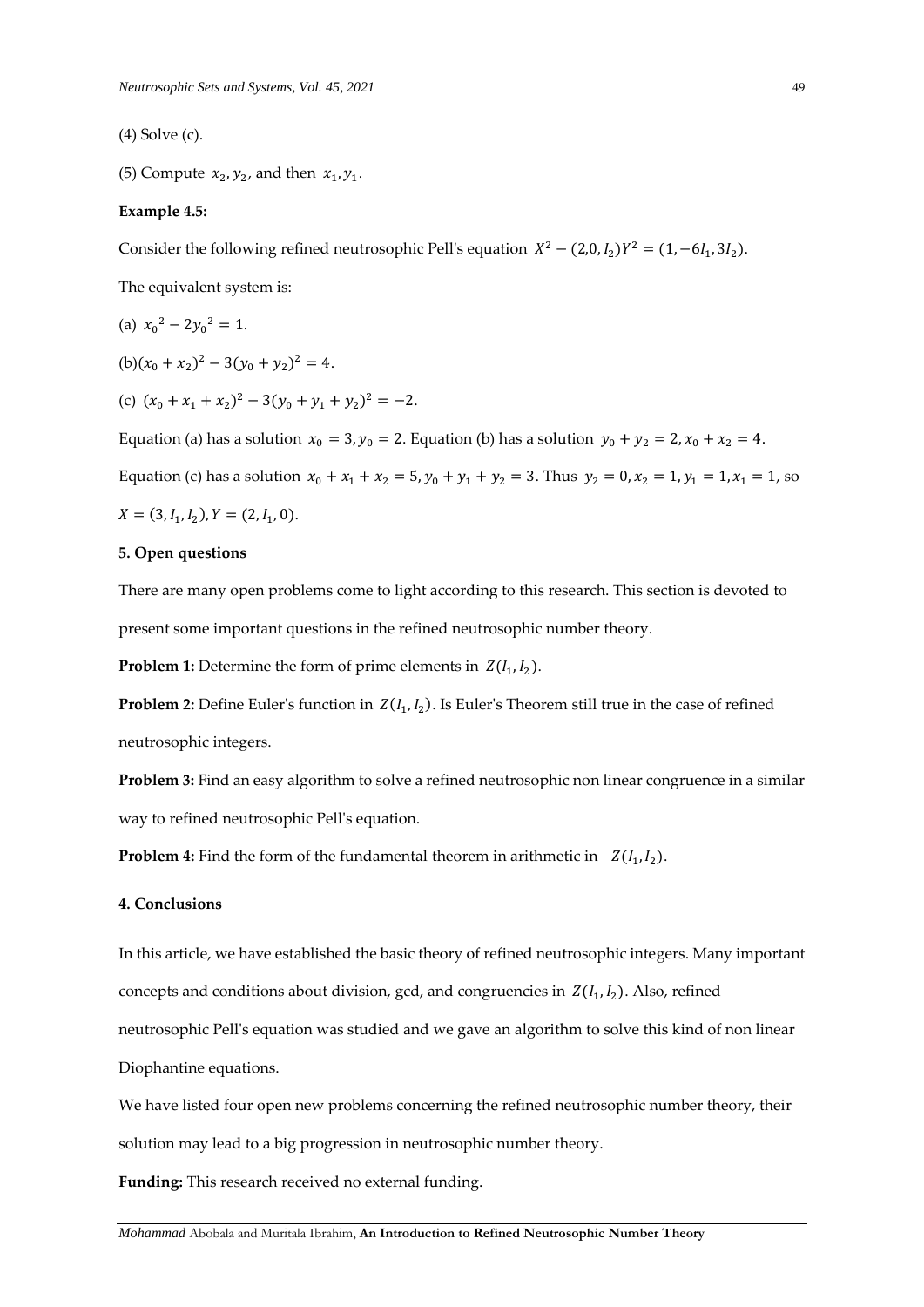(4) Solve (c).

(5) Compute $x_2, y_2$, and then $x_1, y_1$.

**Example 4.5:**

Consider the following refined neutrosophic Pell's equation $X^2 - (2,0,I_2)Y^2 = (1,-6I_1,3I_2)$.

The equivalent system is:

(a) $x_0{}^2 - 2y_0{}^2 = 1$.

(b)$(x_0 + x_2)^2 - 3(y_0 + y_2)^2 = 4$.

(c) $(x_0 + x_1 + x_2)^2 - 3(y_0 + y_1 + y_2)^2 = -2$.

Equation (a) has a solution $x_0 = 3, y_0 = 2$. Equation (b) has a solution $y_0 + y_2 = 2, x_0 + x_2 = 4$.

Equation (c) has a solution $x_0 + x_1 + x_2 = 5, y_0 + y_1 + y_2 = 3$. Thus $y_2 = 0, x_2 = 1, y_1 = 1, x_1 = 1$, so $X = (3, I_1, I_2), Y = (2, I_1, 0)$.

## 5. Open questions

There are many open problems come to light according to this research. This section is devoted to present some important questions in the refined neutrosophic number theory.

**Problem 1:** Determine the form of prime elements in $Z(I_1, I_2)$.

**Problem 2:** Define Euler's function in $Z(I_1, I_2)$. Is Euler's Theorem still true in the case of refined neutrosophic integers.

**Problem 3:** Find an easy algorithm to solve a refined neutrosophic non linear congruence in a similar way to refined neutrosophic Pell's equation.

**Problem 4:** Find the form of the fundamental theorem in arithmetic in $Z(I_1, I_2)$.

## 4. Conclusions

In this article, we have established the basic theory of refined neutrosophic integers. Many important concepts and conditions about division, gcd, and congruencies in $Z(I_1, I_2)$. Also, refined neutrosophic Pell's equation was studied and we gave an algorithm to solve this kind of non linear Diophantine equations.

We have listed four open new problems concerning the refined neutrosophic number theory, their solution may lead to a big progression in neutrosophic number theory.

**Funding:** This research received no external funding.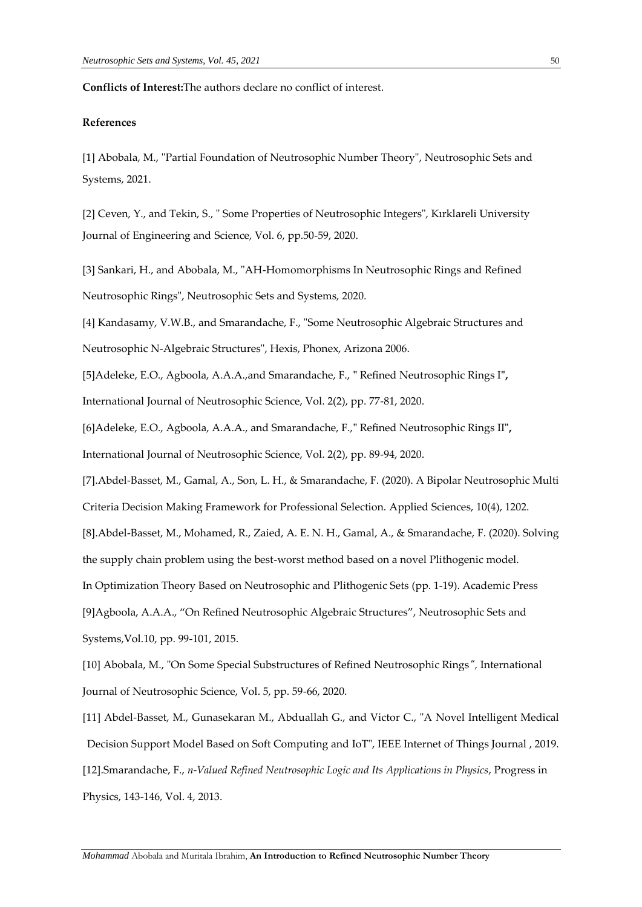**Conflicts of Interest:**The authors declare no conflict of interest.

**References**

[1] Abobala, M., "Partial Foundation of Neutrosophic Number Theory", Neutrosophic Sets and Systems, 2021.

[2] Ceven, Y., and Tekin, S., " Some Properties of Neutrosophic Integers", Kırklareli University Journal of Engineering and Science, Vol. 6, pp.50-59, 2020.

[3] Sankari, H., and Abobala, M., "AH-Homomorphisms In Neutrosophic Rings and Refined Neutrosophic Rings", Neutrosophic Sets and Systems, 2020.

[4] Kandasamy, V.W.B., and Smarandache, F., "Some Neutrosophic Algebraic Structures and Neutrosophic N-Algebraic Structures", Hexis, Phonex, Arizona 2006.

[5]Adeleke, E.O., Agboola, A.A.A.,and Smarandache, F., " Refined Neutrosophic Rings I"**,** International Journal of Neutrosophic Science, Vol. 2(2), pp. 77-81, 2020.

[6]Adeleke, E.O., Agboola, A.A.A., and Smarandache, F.," Refined Neutrosophic Rings II"**,** International Journal of Neutrosophic Science, Vol. 2(2), pp. 89-94, 2020.

[7].Abdel-Basset, M., Gamal, A., Son, L. H., & Smarandache, F. (2020). A Bipolar Neutrosophic Multi Criteria Decision Making Framework for Professional Selection. Applied Sciences, 10(4), 1202.

[8].Abdel-Basset, M., Mohamed, R., Zaied, A. E. N. H., Gamal, A., & Smarandache, F. (2020). Solving the supply chain problem using the best-worst method based on a novel Plithogenic model. In Optimization Theory Based on Neutrosophic and Plithogenic Sets (pp. 1-19). Academic Press

[9]Agboola, A.A.A., "On Refined Neutrosophic Algebraic Structures", Neutrosophic Sets and Systems,Vol.10, pp. 99-101, 2015.

[10] Abobala, M., "On Some Special Substructures of Refined Neutrosophic Rings", International Journal of Neutrosophic Science, Vol. 5, pp. 59-66, 2020.

[11] Abdel-Basset, M., Gunasekaran M., Abduallah G., and Victor C., "A Novel Intelligent Medical Decision Support Model Based on Soft Computing and IoT", IEEE Internet of Things Journal , 2019.

[12].Smarandache, F., *n-Valued Refined Neutrosophic Logic and Its Applications in Physics*, Progress in Physics, 143-146, Vol. 4, 2013.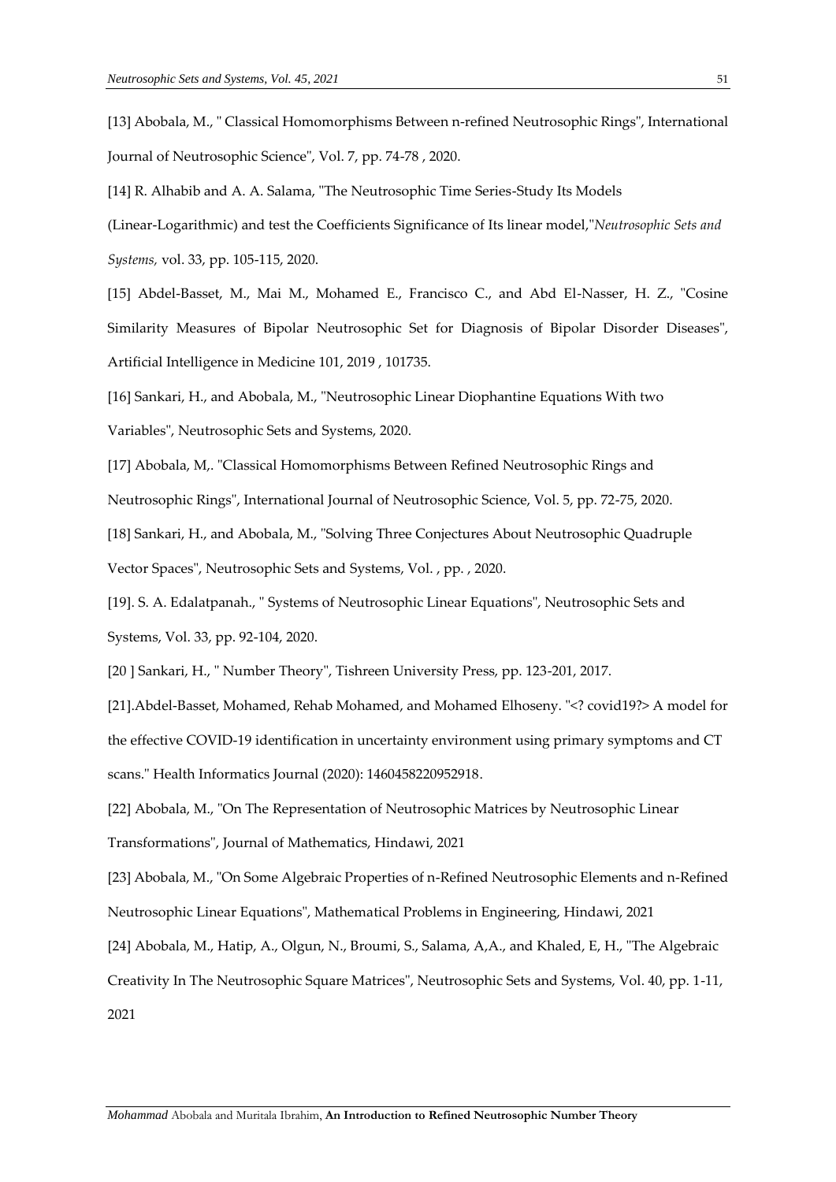[13] Abobala, M., " Classical Homomorphisms Between n-refined Neutrosophic Rings", International Journal of Neutrosophic Science", Vol. 7, pp. 74-78 , 2020.

[14] R. Alhabib and A. A. Salama, "The Neutrosophic Time Series-Study Its Models (Linear-Logarithmic) and test the Coefficients Significance of Its linear model,"*Neutrosophic Sets and Systems,* vol. 33, pp. 105-115, 2020.

[15] Abdel-Basset, M., Mai M., Mohamed E., Francisco C., and Abd El-Nasser, H. Z., "Cosine Similarity Measures of Bipolar Neutrosophic Set for Diagnosis of Bipolar Disorder Diseases", Artificial Intelligence in Medicine 101, 2019 , 101735.

[16] Sankari, H., and Abobala, M., "Neutrosophic Linear Diophantine Equations With two Variables", Neutrosophic Sets and Systems, 2020.

[17] Abobala, M,. "Classical Homomorphisms Between Refined Neutrosophic Rings and Neutrosophic Rings", International Journal of Neutrosophic Science, Vol. 5, pp. 72-75, 2020.

[18] Sankari, H., and Abobala, M., "Solving Three Conjectures About Neutrosophic Quadruple Vector Spaces", Neutrosophic Sets and Systems, Vol. , pp. , 2020.

[19]. S. A. Edalatpanah., " Systems of Neutrosophic Linear Equations", Neutrosophic Sets and Systems, Vol. 33, pp. 92-104, 2020.

[20 ] Sankari, H., " Number Theory", Tishreen University Press, pp. 123-201, 2017.

[21].Abdel-Basset, Mohamed, Rehab Mohamed, and Mohamed Elhoseny. "<? covid19?> A model for the effective COVID-19 identification in uncertainty environment using primary symptoms and CT scans." Health Informatics Journal (2020): 1460458220952918.

[22] Abobala, M., "On The Representation of Neutrosophic Matrices by Neutrosophic Linear Transformations", Journal of Mathematics, Hindawi, 2021

[23] Abobala, M., "On Some Algebraic Properties of n-Refined Neutrosophic Elements and n-Refined Neutrosophic Linear Equations", Mathematical Problems in Engineering, Hindawi, 2021

[24] Abobala, M., Hatip, A., Olgun, N., Broumi, S., Salama, A,A., and Khaled, E, H., "The Algebraic Creativity In The Neutrosophic Square Matrices", Neutrosophic Sets and Systems, Vol. 40, pp. 1-11, 2021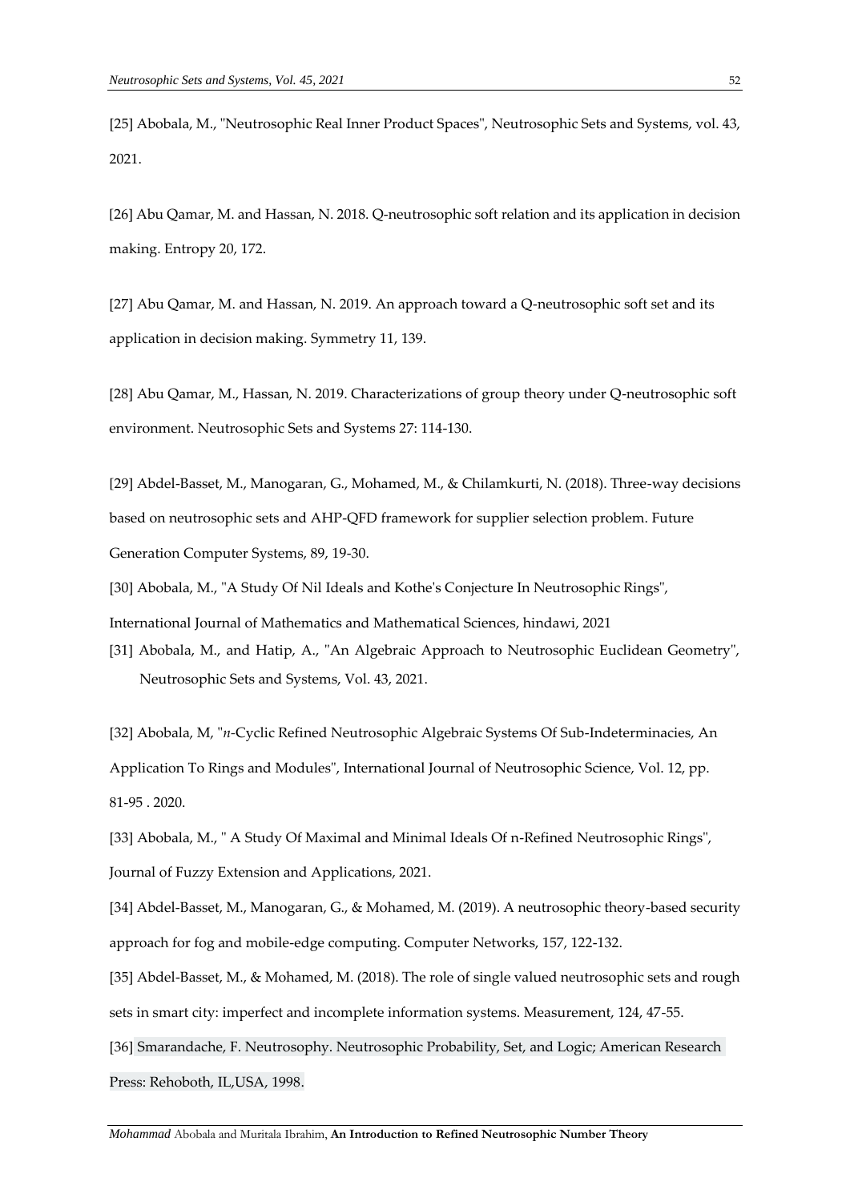[25] Abobala, M., "Neutrosophic Real Inner Product Spaces", Neutrosophic Sets and Systems, vol. 43, 2021.

[26] Abu Qamar, M. and Hassan, N. 2018. Q-neutrosophic soft relation and its application in decision making. Entropy 20, 172.

[27] Abu Qamar, M. and Hassan, N. 2019. An approach toward a Q-neutrosophic soft set and its application in decision making. Symmetry 11, 139.

[28] Abu Qamar, M., Hassan, N. 2019. Characterizations of group theory under Q-neutrosophic soft environment. Neutrosophic Sets and Systems 27: 114-130.

[29] Abdel-Basset, M., Manogaran, G., Mohamed, M., & Chilamkurti, N. (2018). Three-way decisions based on neutrosophic sets and AHP-QFD framework for supplier selection problem. Future Generation Computer Systems, 89, 19-30.

[30] Abobala, M., "A Study Of Nil Ideals and Kothe's Conjecture In Neutrosophic Rings", International Journal of Mathematics and Mathematical Sciences, hindawi, 2021

[31] Abobala, M., and Hatip, A., "An Algebraic Approach to Neutrosophic Euclidean Geometry", Neutrosophic Sets and Systems, Vol. 43, 2021.

[32] Abobala, M, "*n*-Cyclic Refined Neutrosophic Algebraic Systems Of Sub-Indeterminacies, An Application To Rings and Modules", International Journal of Neutrosophic Science, Vol. 12, pp. 81-95 . 2020.

[33] Abobala, M., " A Study Of Maximal and Minimal Ideals Of n-Refined Neutrosophic Rings", Journal of Fuzzy Extension and Applications, 2021.

[34] Abdel-Basset, M., Manogaran, G., & Mohamed, M. (2019). A neutrosophic theory-based security approach for fog and mobile-edge computing. Computer Networks, 157, 122-132.

[35] Abdel-Basset, M., & Mohamed, M. (2018). The role of single valued neutrosophic sets and rough sets in smart city: imperfect and incomplete information systems. Measurement, 124, 47-55.

[36] Smarandache, F. Neutrosophy. Neutrosophic Probability, Set, and Logic; American Research Press: Rehoboth, IL,USA, 1998.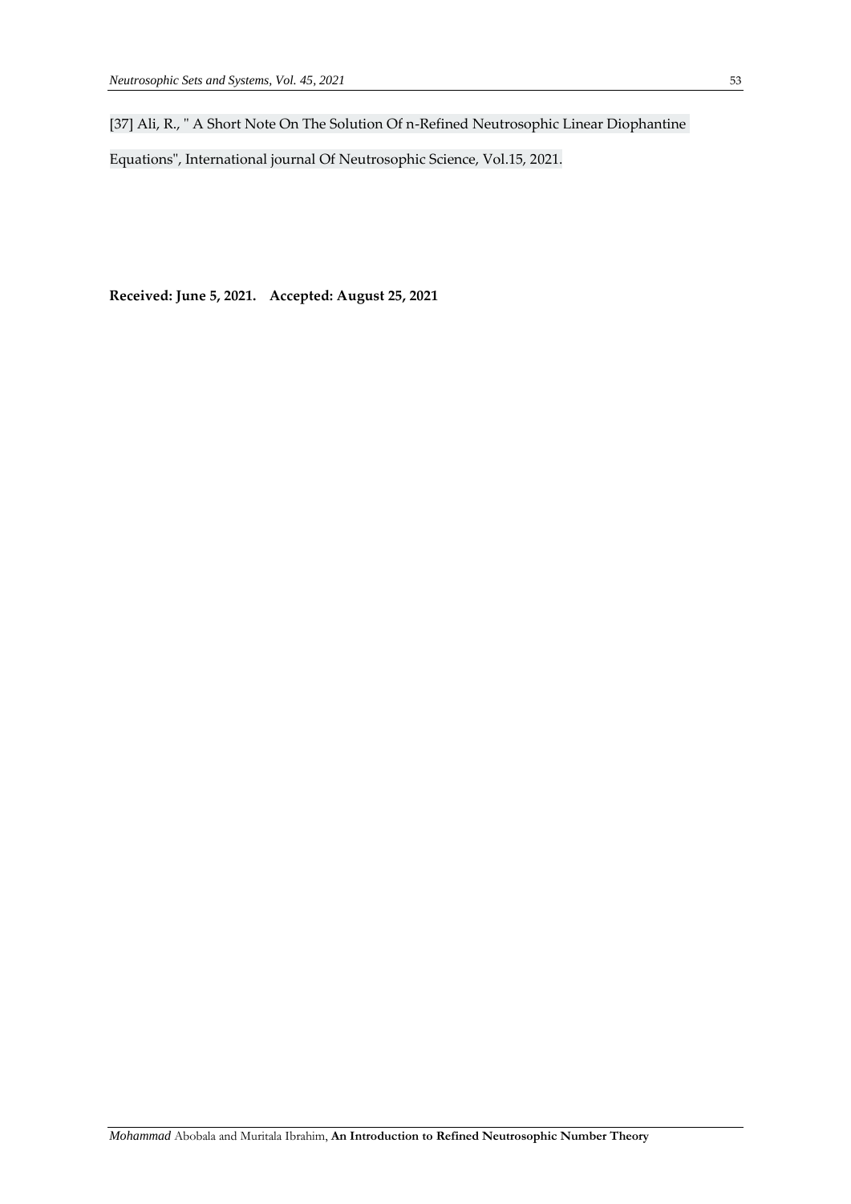[37] Ali, R., " A Short Note On The Solution Of n-Refined Neutrosophic Linear Diophantine Equations", International journal Of Neutrosophic Science, Vol.15, 2021.

**Received: June 5, 2021. Accepted: August 25, 2021**